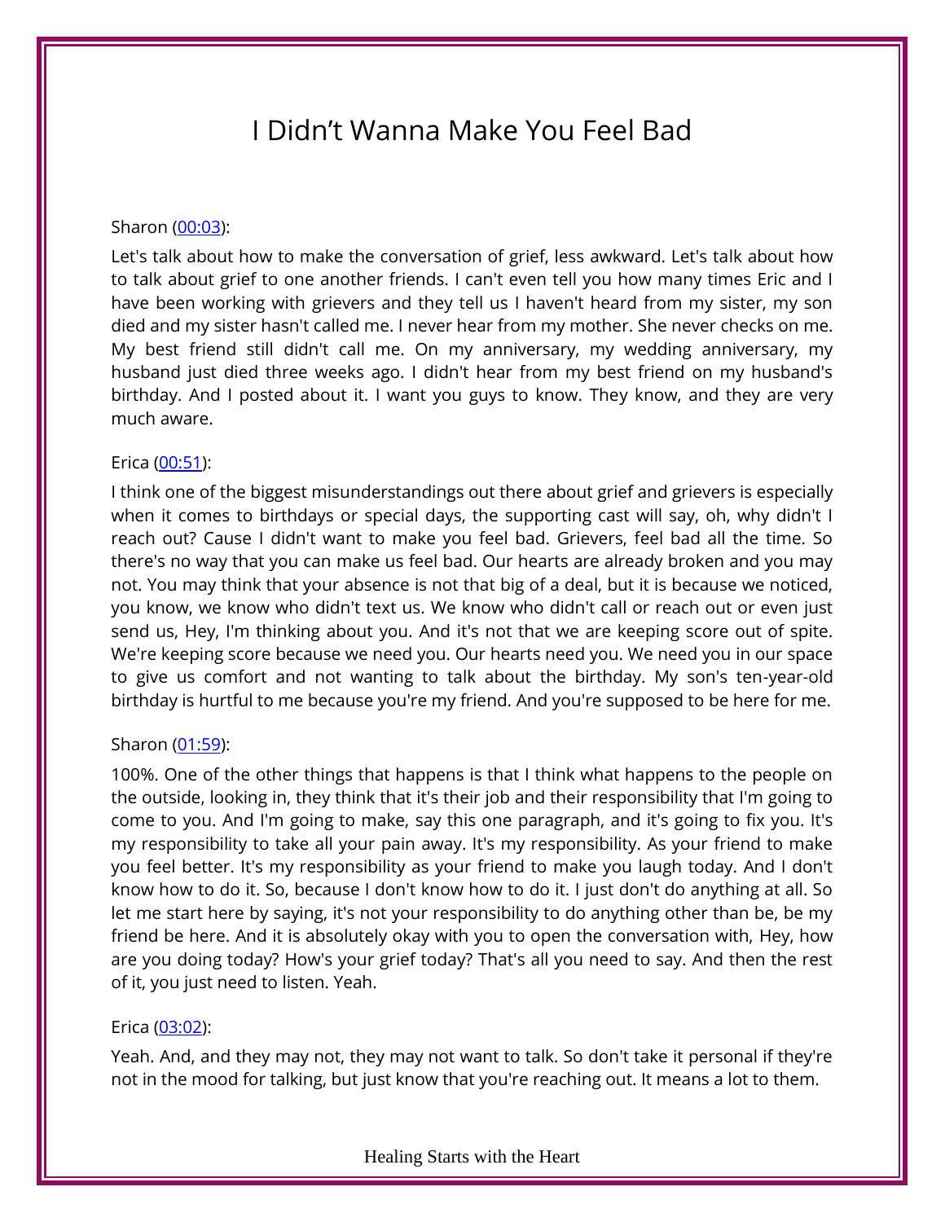# I Didn't Wanna Make You Feel Bad

Sharon ([00:03](#)):

Let's talk about how to make the conversation of grief, less awkward. Let's talk about how to talk about grief to one another friends. I can't even tell you how many times Eric and I have been working with grievers and they tell us I haven't heard from my sister, my son died and my sister hasn't called me. I never hear from my mother. She never checks on me. My best friend still didn't call me. On my anniversary, my wedding anniversary, my husband just died three weeks ago. I didn't hear from my best friend on my husband's birthday. And I posted about it. I want you guys to know. They know, and they are very much aware.

Erica ([00:51](#)):

I think one of the biggest misunderstandings out there about grief and grievers is especially when it comes to birthdays or special days, the supporting cast will say, oh, why didn't I reach out? Cause I didn't want to make you feel bad. Grievers, feel bad all the time. So there's no way that you can make us feel bad. Our hearts are already broken and you may not. You may think that your absence is not that big of a deal, but it is because we noticed, you know, we know who didn't text us. We know who didn't call or reach out or even just send us, Hey, I'm thinking about you. And it's not that we are keeping score out of spite. We're keeping score because we need you. Our hearts need you. We need you in our space to give us comfort and not wanting to talk about the birthday. My son's ten-year-old birthday is hurtful to me because you're my friend. And you're supposed to be here for me.

Sharon ([01:59](#)):

100%. One of the other things that happens is that I think what happens to the people on the outside, looking in, they think that it's their job and their responsibility that I'm going to come to you. And I'm going to make, say this one paragraph, and it's going to fix you. It's my responsibility to take all your pain away. It's my responsibility. As your friend to make you feel better. It's my responsibility as your friend to make you laugh today. And I don't know how to do it. So, because I don't know how to do it. I just don't do anything at all. So let me start here by saying, it's not your responsibility to do anything other than be, be my friend be here. And it is absolutely okay with you to open the conversation with, Hey, how are you doing today? How's your grief today? That's all you need to say. And then the rest of it, you just need to listen. Yeah.

Erica ([03:02](#)):

Yeah. And, and they may not, they may not want to talk. So don't take it personal if they're not in the mood for talking, but just know that you're reaching out. It means a lot to them.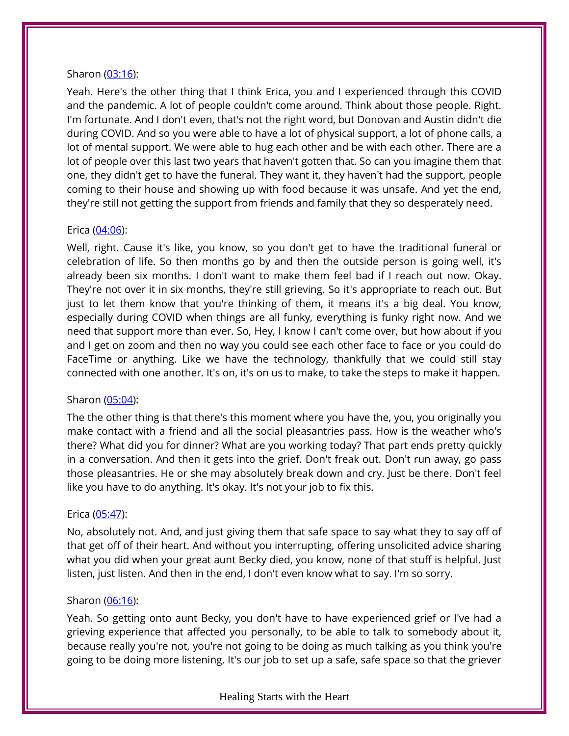Sharon ([03:16]):

Yeah. Here's the other thing that I think Erica, you and I experienced through this COVID and the pandemic. A lot of people couldn't come around. Think about those people. Right. I'm fortunate. And I don't even, that's not the right word, but Donovan and Austin didn't die during COVID. And so you were able to have a lot of physical support, a lot of phone calls, a lot of mental support. We were able to hug each other and be with each other. There are a lot of people over this last two years that haven't gotten that. So can you imagine them that one, they didn't get to have the funeral. They want it, they haven't had the support, people coming to their house and showing up with food because it was unsafe. And yet the end, they're still not getting the support from friends and family that they so desperately need.

Erica ([04:06]):

Well, right. Cause it's like, you know, so you don't get to have the traditional funeral or celebration of life. So then months go by and then the outside person is going well, it's already been six months. I don't want to make them feel bad if I reach out now. Okay. They're not over it in six months, they're still grieving. So it's appropriate to reach out. But just to let them know that you're thinking of them, it means it's a big deal. You know, especially during COVID when things are all funky, everything is funky right now. And we need that support more than ever. So, Hey, I know I can't come over, but how about if you and I get on zoom and then no way you could see each other face to face or you could do FaceTime or anything. Like we have the technology, thankfully that we could still stay connected with one another. It's on, it's on us to make, to take the steps to make it happen.

Sharon ([05:04]):

The the other thing is that there's this moment where you have the, you, you originally you make contact with a friend and all the social pleasantries pass. How is the weather who's there? What did you for dinner? What are you working today? That part ends pretty quickly in a conversation. And then it gets into the grief. Don't freak out. Don't run away, go pass those pleasantries. He or she may absolutely break down and cry. Just be there. Don't feel like you have to do anything. It's okay. It's not your job to fix this.

Erica ([05:47]):

No, absolutely not. And, and just giving them that safe space to say what they to say off of that get off of their heart. And without you interrupting, offering unsolicited advice sharing what you did when your great aunt Becky died, you know, none of that stuff is helpful. Just listen, just listen. And then in the end, I don't even know what to say. I'm so sorry.

Sharon ([06:16]):

Yeah. So getting onto aunt Becky, you don't have to have experienced grief or I've had a grieving experience that affected you personally, to be able to talk to somebody about it, because really you're not, you're not going to be doing as much talking as you think you're going to be doing more listening. It's our job to set up a safe, safe space so that the griever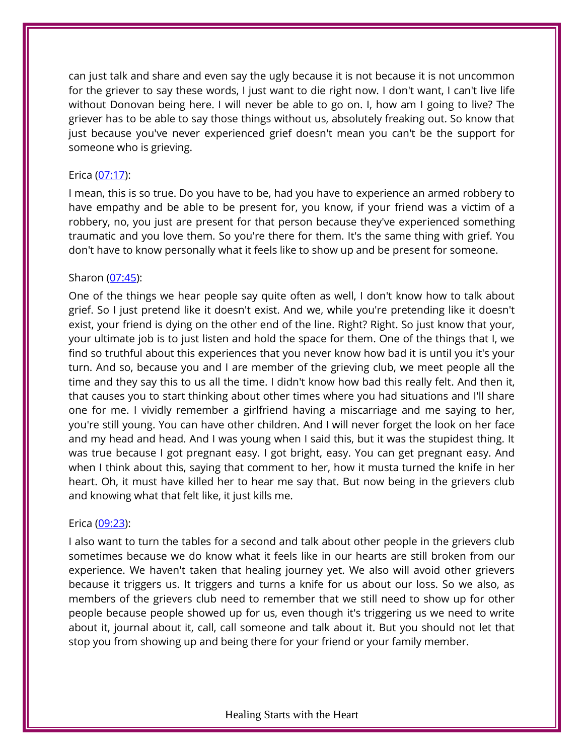can just talk and share and even say the ugly because it is not because it is not uncommon for the griever to say these words, I just want to die right now. I don't want, I can't live life without Donovan being here. I will never be able to go on. I, how am I going to live? The griever has to be able to say those things without us, absolutely freaking out. So know that just because you've never experienced grief doesn't mean you can't be the support for someone who is grieving.

Erica ([07:17](07:17)):

I mean, this is so true. Do you have to be, had you have to experience an armed robbery to have empathy and be able to be present for, you know, if your friend was a victim of a robbery, no, you just are present for that person because they've experienced something traumatic and you love them. So you're there for them. It's the same thing with grief. You don't have to know personally what it feels like to show up and be present for someone.

Sharon ([07:45](07:45)):

One of the things we hear people say quite often as well, I don't know how to talk about grief. So I just pretend like it doesn't exist. And we, while you're pretending like it doesn't exist, your friend is dying on the other end of the line. Right? Right. So just know that your, your ultimate job is to just listen and hold the space for them. One of the things that I, we find so truthful about this experiences that you never know how bad it is until you it's your turn. And so, because you and I are member of the grieving club, we meet people all the time and they say this to us all the time. I didn't know how bad this really felt. And then it, that causes you to start thinking about other times where you had situations and I'll share one for me. I vividly remember a girlfriend having a miscarriage and me saying to her, you're still young. You can have other children. And I will never forget the look on her face and my head and head. And I was young when I said this, but it was the stupidest thing. It was true because I got pregnant easy. I got bright, easy. You can get pregnant easy. And when I think about this, saying that comment to her, how it musta turned the knife in her heart. Oh, it must have killed her to hear me say that. But now being in the grievers club and knowing what that felt like, it just kills me.

Erica ([09:23](09:23)):

I also want to turn the tables for a second and talk about other people in the grievers club sometimes because we do know what it feels like in our hearts are still broken from our experience. We haven't taken that healing journey yet. We also will avoid other grievers because it triggers us. It triggers and turns a knife for us about our loss. So we also, as members of the grievers club need to remember that we still need to show up for other people because people showed up for us, even though it's triggering us we need to write about it, journal about it, call, call someone and talk about it. But you should not let that stop you from showing up and being there for your friend or your family member.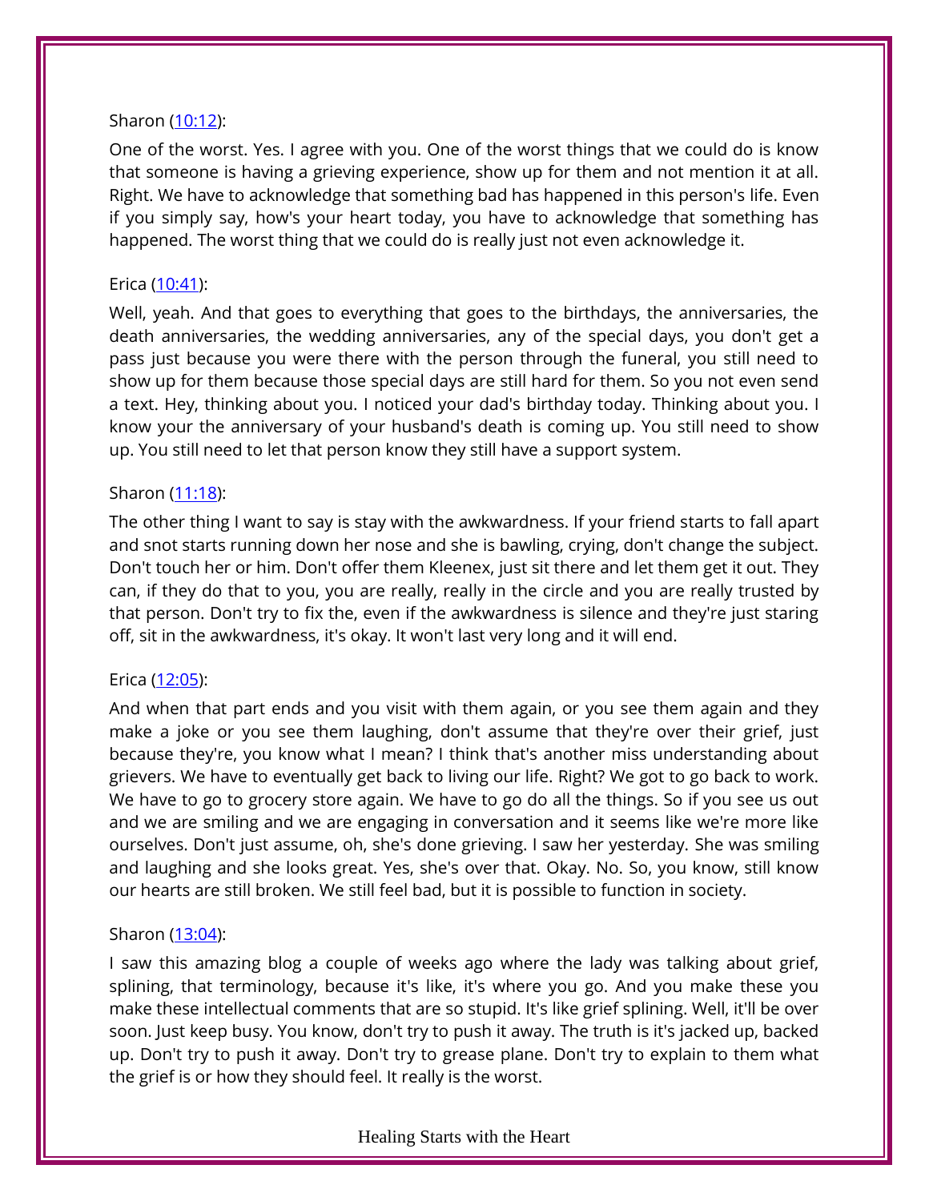Sharon ([10:12](#)):

One of the worst. Yes. I agree with you. One of the worst things that we could do is know that someone is having a grieving experience, show up for them and not mention it at all. Right. We have to acknowledge that something bad has happened in this person's life. Even if you simply say, how's your heart today, you have to acknowledge that something has happened. The worst thing that we could do is really just not even acknowledge it.

Erica ([10:41](#)):

Well, yeah. And that goes to everything that goes to the birthdays, the anniversaries, the death anniversaries, the wedding anniversaries, any of the special days, you don't get a pass just because you were there with the person through the funeral, you still need to show up for them because those special days are still hard for them. So you not even send a text. Hey, thinking about you. I noticed your dad's birthday today. Thinking about you. I know your the anniversary of your husband's death is coming up. You still need to show up. You still need to let that person know they still have a support system.

Sharon ([11:18](#)):

The other thing I want to say is stay with the awkwardness. If your friend starts to fall apart and snot starts running down her nose and she is bawling, crying, don't change the subject. Don't touch her or him. Don't offer them Kleenex, just sit there and let them get it out. They can, if they do that to you, you are really, really in the circle and you are really trusted by that person. Don't try to fix the, even if the awkwardness is silence and they're just staring off, sit in the awkwardness, it's okay. It won't last very long and it will end.

Erica ([12:05](#)):

And when that part ends and you visit with them again, or you see them again and they make a joke or you see them laughing, don't assume that they're over their grief, just because they're, you know what I mean? I think that's another miss understanding about grievers. We have to eventually get back to living our life. Right? We got to go back to work. We have to go to grocery store again. We have to go do all the things. So if you see us out and we are smiling and we are engaging in conversation and it seems like we're more like ourselves. Don't just assume, oh, she's done grieving. I saw her yesterday. She was smiling and laughing and she looks great. Yes, she's over that. Okay. No. So, you know, still know our hearts are still broken. We still feel bad, but it is possible to function in society.

Sharon ([13:04](#)):

I saw this amazing blog a couple of weeks ago where the lady was talking about grief, splining, that terminology, because it's like, it's where you go. And you make these you make these intellectual comments that are so stupid. It's like grief splining. Well, it'll be over soon. Just keep busy. You know, don't try to push it away. The truth is it's jacked up, backed up. Don't try to push it away. Don't try to grease plane. Don't try to explain to them what the grief is or how they should feel. It really is the worst.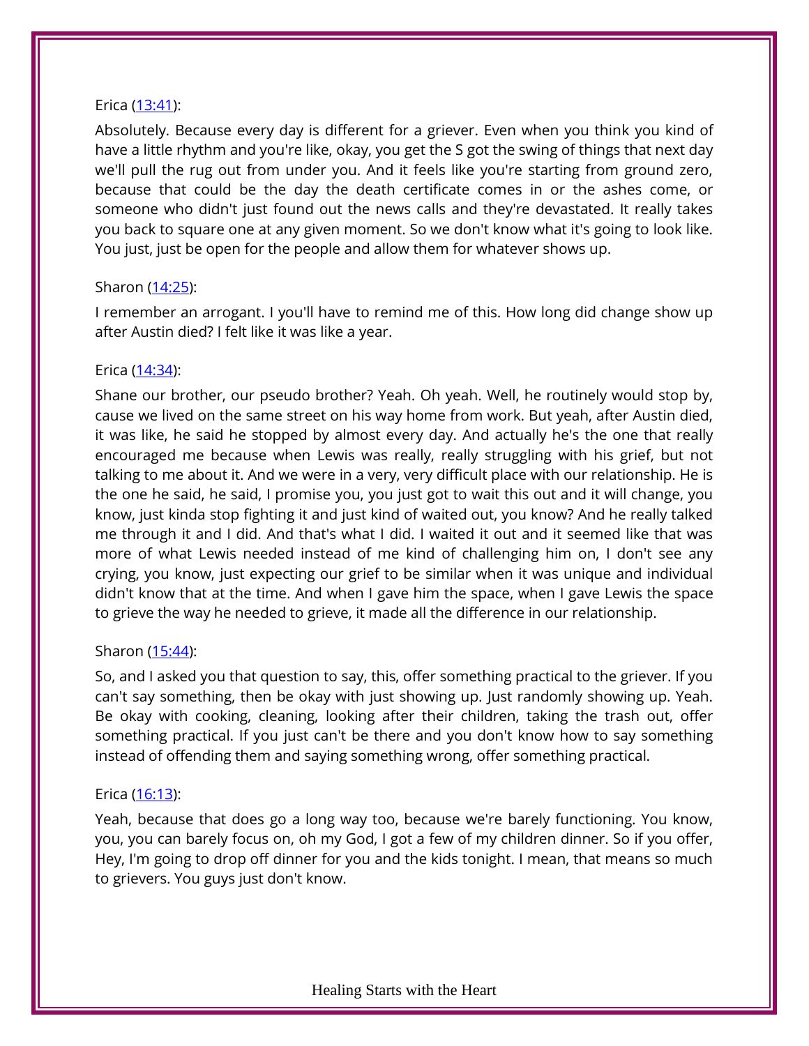Erica ([13:41](#)):

Absolutely. Because every day is different for a griever. Even when you think you kind of have a little rhythm and you're like, okay, you get the S got the swing of things that next day we'll pull the rug out from under you. And it feels like you're starting from ground zero, because that could be the day the death certificate comes in or the ashes come, or someone who didn't just found out the news calls and they're devastated. It really takes you back to square one at any given moment. So we don't know what it's going to look like. You just, just be open for the people and allow them for whatever shows up.

Sharon ([14:25](#)):

I remember an arrogant. I you'll have to remind me of this. How long did change show up after Austin died? I felt like it was like a year.

Erica ([14:34](#)):

Shane our brother, our pseudo brother? Yeah. Oh yeah. Well, he routinely would stop by, cause we lived on the same street on his way home from work. But yeah, after Austin died, it was like, he said he stopped by almost every day. And actually he's the one that really encouraged me because when Lewis was really, really struggling with his grief, but not talking to me about it. And we were in a very, very difficult place with our relationship. He is the one he said, he said, I promise you, you just got to wait this out and it will change, you know, just kinda stop fighting it and just kind of waited out, you know? And he really talked me through it and I did. And that's what I did. I waited it out and it seemed like that was more of what Lewis needed instead of me kind of challenging him on, I don't see any crying, you know, just expecting our grief to be similar when it was unique and individual didn't know that at the time. And when I gave him the space, when I gave Lewis the space to grieve the way he needed to grieve, it made all the difference in our relationship.

Sharon ([15:44](#)):

So, and I asked you that question to say, this, offer something practical to the griever. If you can't say something, then be okay with just showing up. Just randomly showing up. Yeah. Be okay with cooking, cleaning, looking after their children, taking the trash out, offer something practical. If you just can't be there and you don't know how to say something instead of offending them and saying something wrong, offer something practical.

Erica ([16:13](#)):

Yeah, because that does go a long way too, because we're barely functioning. You know, you, you can barely focus on, oh my God, I got a few of my children dinner. So if you offer, Hey, I'm going to drop off dinner for you and the kids tonight. I mean, that means so much to grievers. You guys just don't know.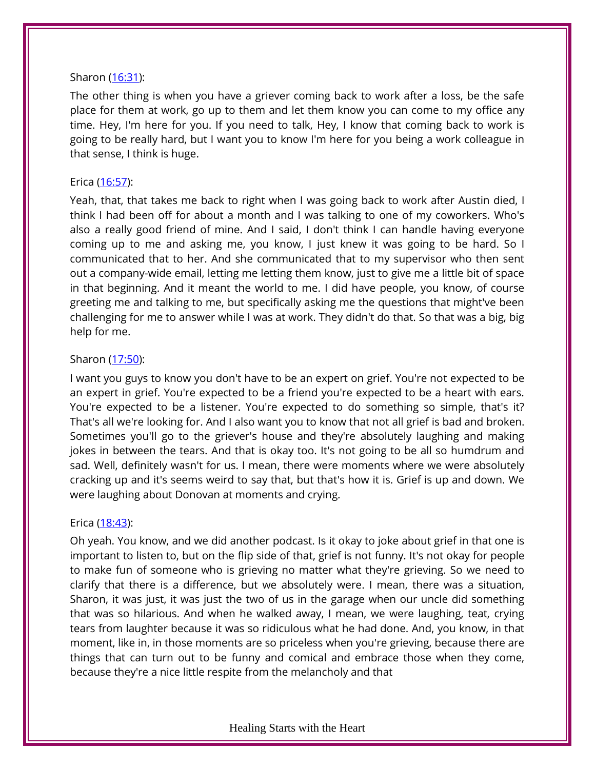Sharon ([16:31]()):

The other thing is when you have a griever coming back to work after a loss, be the safe place for them at work, go up to them and let them know you can come to my office any time. Hey, I'm here for you. If you need to talk, Hey, I know that coming back to work is going to be really hard, but I want you to know I'm here for you being a work colleague in that sense, I think is huge.

Erica ([16:57]()):

Yeah, that, that takes me back to right when I was going back to work after Austin died, I think I had been off for about a month and I was talking to one of my coworkers. Who's also a really good friend of mine. And I said, I don't think I can handle having everyone coming up to me and asking me, you know, I just knew it was going to be hard. So I communicated that to her. And she communicated that to my supervisor who then sent out a company-wide email, letting me letting them know, just to give me a little bit of space in that beginning. And it meant the world to me. I did have people, you know, of course greeting me and talking to me, but specifically asking me the questions that might've been challenging for me to answer while I was at work. They didn't do that. So that was a big, big help for me.

Sharon ([17:50]()):

I want you guys to know you don't have to be an expert on grief. You're not expected to be an expert in grief. You're expected to be a friend you're expected to be a heart with ears. You're expected to be a listener. You're expected to do something so simple, that's it? That's all we're looking for. And I also want you to know that not all grief is bad and broken. Sometimes you'll go to the griever's house and they're absolutely laughing and making jokes in between the tears. And that is okay too. It's not going to be all so humdrum and sad. Well, definitely wasn't for us. I mean, there were moments where we were absolutely cracking up and it's seems weird to say that, but that's how it is. Grief is up and down. We were laughing about Donovan at moments and crying.

Erica ([18:43]()):

Oh yeah. You know, and we did another podcast. Is it okay to joke about grief in that one is important to listen to, but on the flip side of that, grief is not funny. It's not okay for people to make fun of someone who is grieving no matter what they're grieving. So we need to clarify that there is a difference, but we absolutely were. I mean, there was a situation, Sharon, it was just, it was just the two of us in the garage when our uncle did something that was so hilarious. And when he walked away, I mean, we were laughing, teat, crying tears from laughter because it was so ridiculous what he had done. And, you know, in that moment, like in, in those moments are so priceless when you're grieving, because there are things that can turn out to be funny and comical and embrace those when they come, because they're a nice little respite from the melancholy and that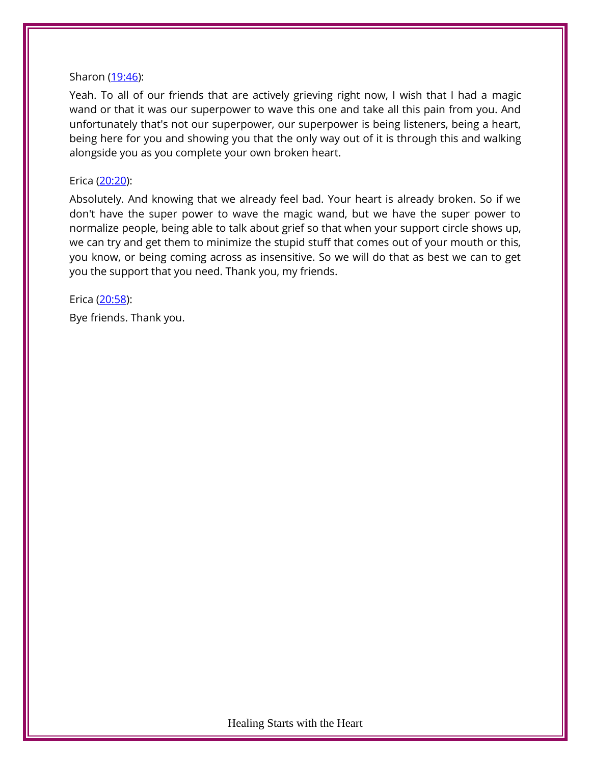Sharon ([19:46]):

Yeah. To all of our friends that are actively grieving right now, I wish that I had a magic wand or that it was our superpower to wave this one and take all this pain from you. And unfortunately that's not our superpower, our superpower is being listeners, being a heart, being here for you and showing you that the only way out of it is through this and walking alongside you as you complete your own broken heart.

Erica ([20:20]):

Absolutely. And knowing that we already feel bad. Your heart is already broken. So if we don't have the super power to wave the magic wand, but we have the super power to normalize people, being able to talk about grief so that when your support circle shows up, we can try and get them to minimize the stupid stuff that comes out of your mouth or this, you know, or being coming across as insensitive. So we will do that as best we can to get you the support that you need. Thank you, my friends.

Erica ([20:58]):

Bye friends. Thank you.